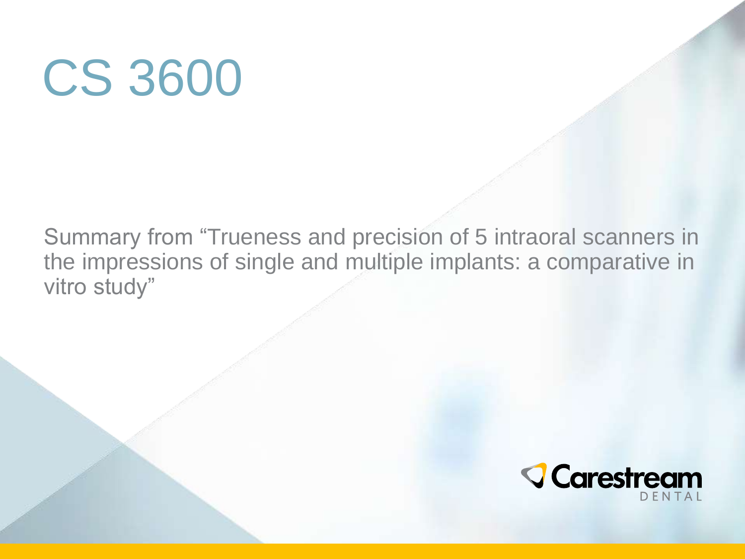# CS 3600

Summary from "Trueness and precision of 5 intraoral scanners in the impressions of single and multiple implants: a comparative in vitro study"

Carestream DENTAL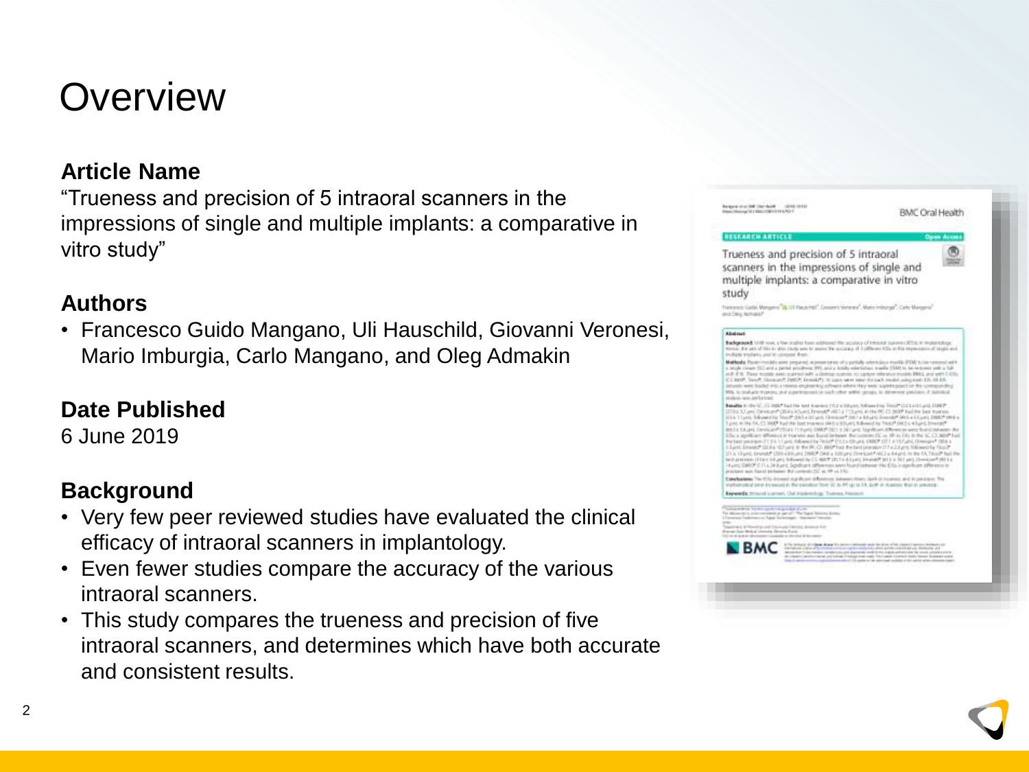# Overview

## Article Name

"Trueness and precision of 5 intraoral scanners in the impressions of single and multiple implants: a comparative in vitro study"

## Authors

- Francesco Guido Mangano, Uli Hauschild, Giovanni Veronesi, Mario Imburgia, Carlo Mangano, and Oleg Admakin

## Date Published

6 June 2019

## Background

- Very few peer reviewed studies have evaluated the clinical efficacy of intraoral scanners in implantology.
- Even fewer studies compare the accuracy of the various intraoral scanners.
- This study compares the trueness and precision of five intraoral scanners, and determines which have both accurate and consistent results.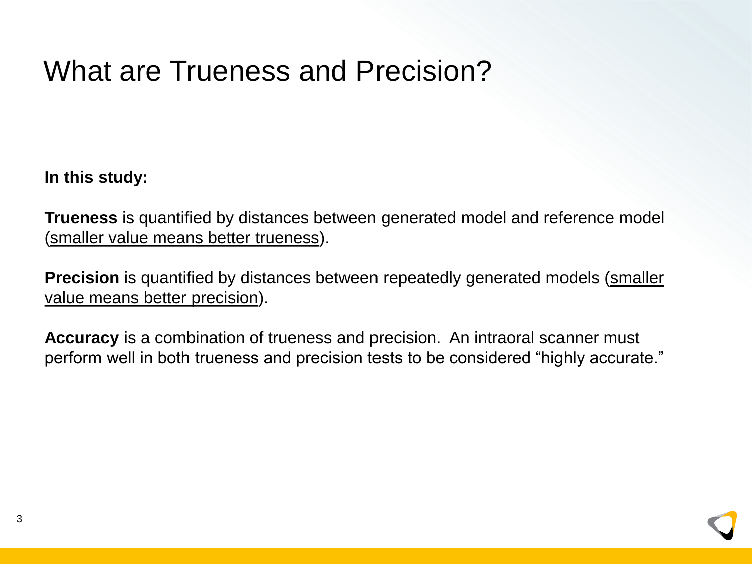# What are Trueness and Precision?

**In this study:**

**Trueness** is quantified by distances between generated model and reference model (smaller value means better trueness).

**Precision** is quantified by distances between repeatedly generated models (smaller value means better precision).

**Accuracy** is a combination of trueness and precision. An intraoral scanner must perform well in both trueness and precision tests to be considered "highly accurate."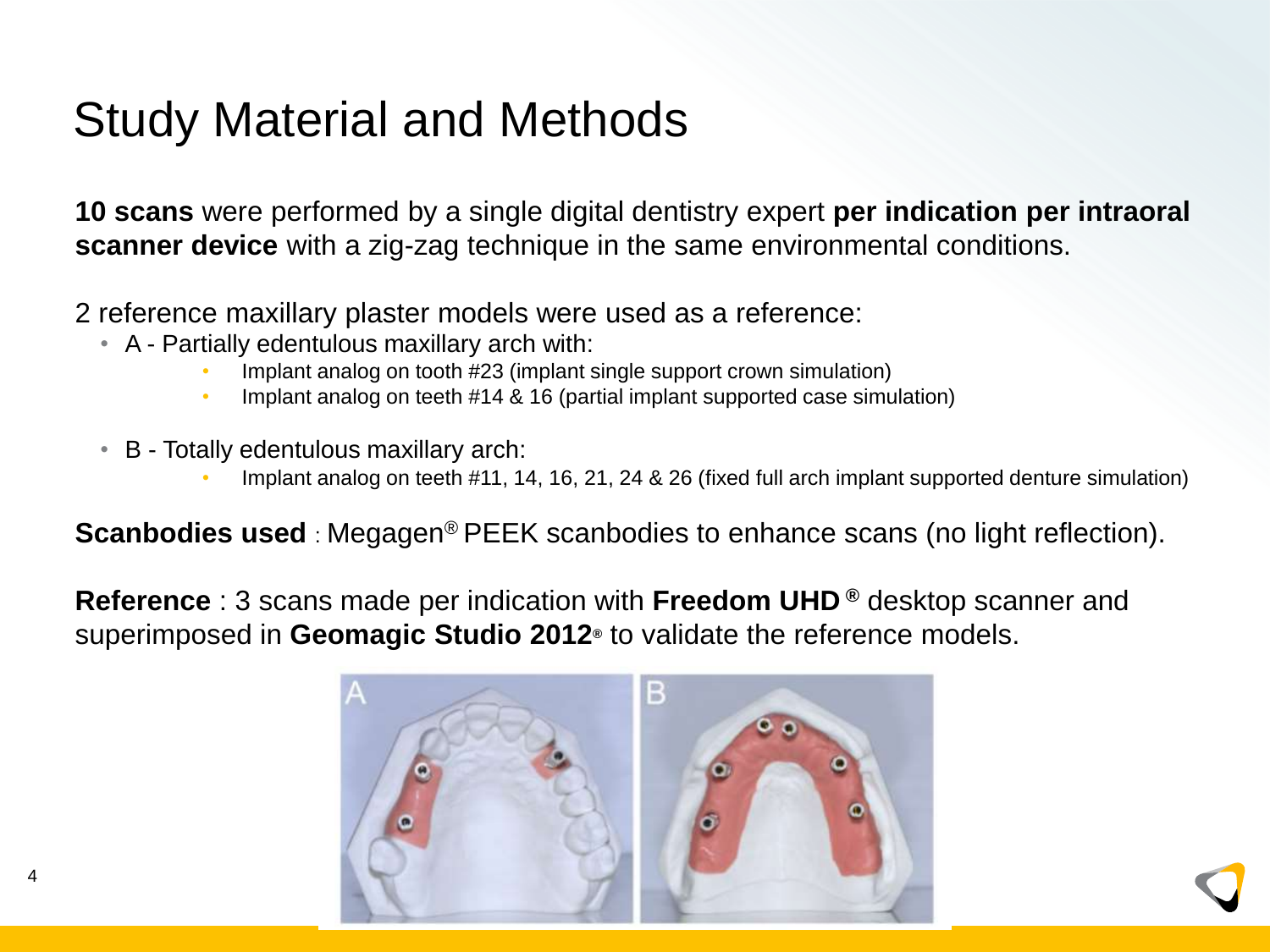# Study Material and Methods

**10 scans** were performed by a single digital dentistry expert **per indication per intraoral scanner device** with a zig-zag technique in the same environmental conditions.

2 reference maxillary plaster models were used as a reference:

- A - Partially edentulous maxillary arch with:
  - Implant analog on tooth #23 (implant single support crown simulation)
  - Implant analog on teeth #14 & 16 (partial implant supported case simulation)
- B - Totally edentulous maxillary arch:
  - Implant analog on teeth #11, 14, 16, 21, 24 & 26 (fixed full arch implant supported denture simulation)

**Scanbodies used** : Megagen® PEEK scanbodies to enhance scans (no light reflection).

**Reference** : 3 scans made per indication with **Freedom UHD ®** desktop scanner and superimposed in **Geomagic Studio 2012®** to validate the reference models.

A

B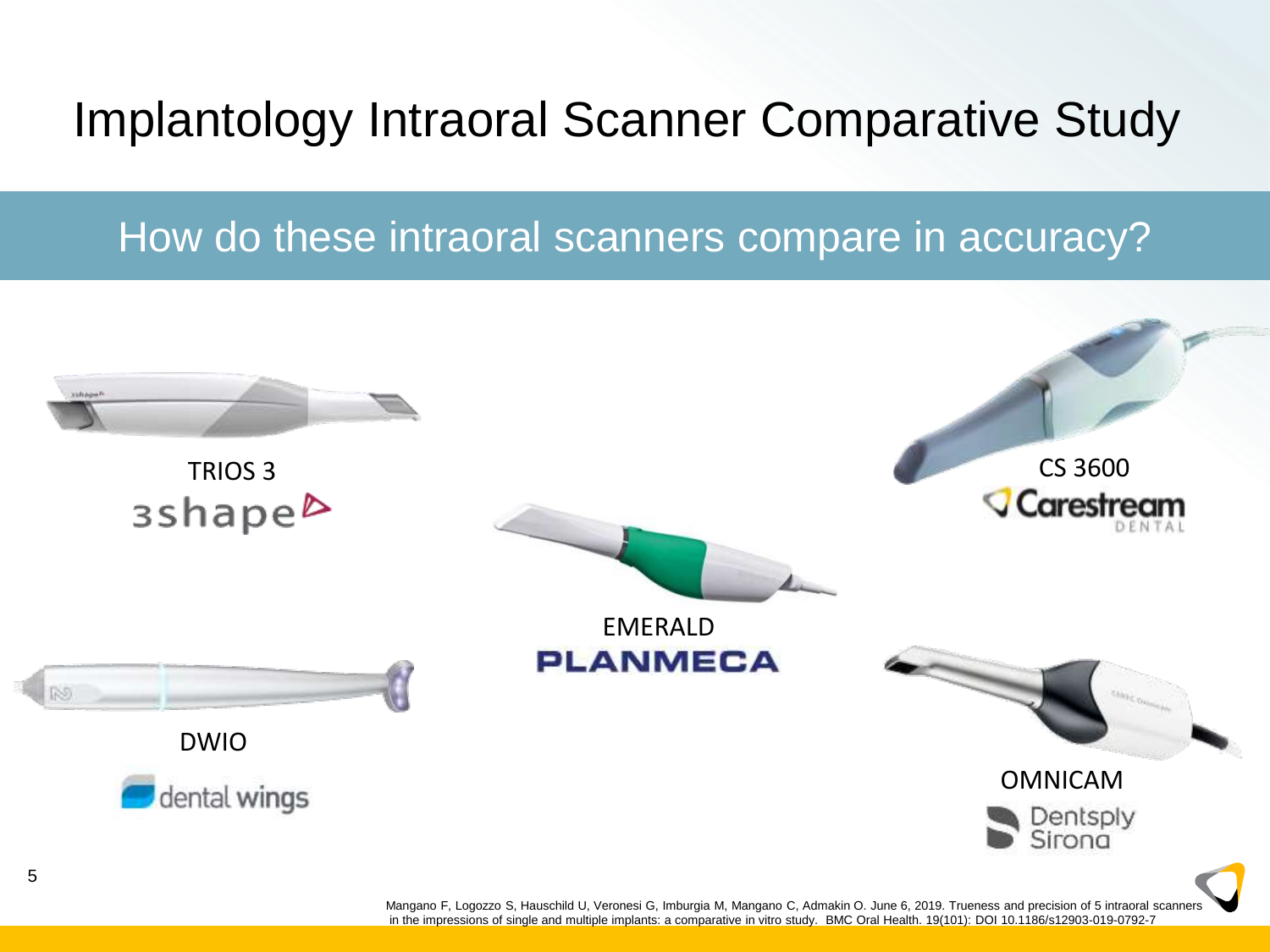# Implantology Intraoral Scanner Comparative Study

## How do these intraoral scanners compare in accuracy?

TRIOS 3
3shape

CS 3600
Carestream DENTAL

EMERALD
PLANMECA

DWIO
dental wings

OMNICAM
Dentsply Sirona

Mangano F, Logozzo S, Hauschild U, Veronesi G, Imburgia M, Mangano C, Admakin O. June 6, 2019. Trueness and precision of 5 intraoral scanners in the impressions of single and multiple implants: a comparative in vitro study. BMC Oral Health. 19(101): DOI 10.1186/s12903-019-0792-7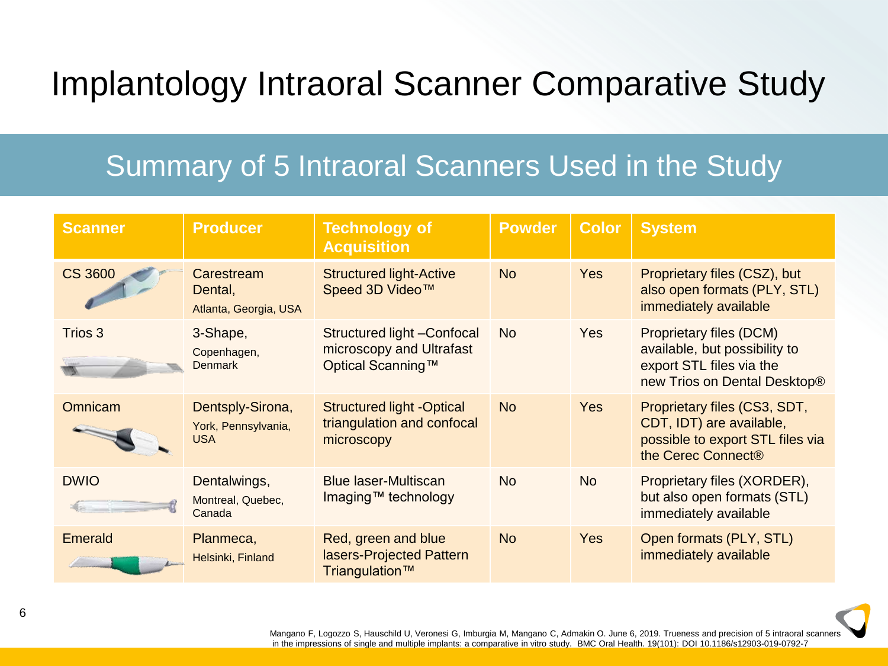# Implantology Intraoral Scanner Comparative Study

## Summary of 5 Intraoral Scanners Used in the Study

| Scanner | Producer | Technology of Acquisition | Powder | Color | System |
|---|---|---|---|---|---|
| CS 3600 | Carestream Dental, Atlanta, Georgia, USA | Structured light-Active Speed 3D Video™ | No | Yes | Proprietary files (CSZ), but also open formats (PLY, STL) immediately available |
| Trios 3 | 3-Shape, Copenhagen, Denmark | Structured light –Confocal microscopy and Ultrafast Optical Scanning™ | No | Yes | Proprietary files (DCM) available, but possibility to export STL files via the new Trios on Dental Desktop® |
| Omnicam | Dentsply-Sirona, York, Pennsylvania, USA | Structured light -Optical triangulation and confocal microscopy | No | Yes | Proprietary files (CS3, SDT, CDT, IDT) are available, possible to export STL files via the Cerec Connect® |
| DWIO | Dentalwings, Montreal, Quebec, Canada | Blue laser-Multiscan Imaging™ technology | No | No | Proprietary files (XORDER), but also open formats (STL) immediately available |
| Emerald | Planmeca, Helsinki, Finland | Red, green and blue lasers-Projected Pattern Triangulation™ | No | Yes | Open formats (PLY, STL) immediately available |

Mangano F, Logozzo S, Hauschild U, Veronesi G, Imburgia M, Mangano C, Admakin O. June 6, 2019. Trueness and precision of 5 intraoral scanners in the impressions of single and multiple implants: a comparative in vitro study. BMC Oral Health. 19(101): DOI 10.1186/s12903-019-0792-7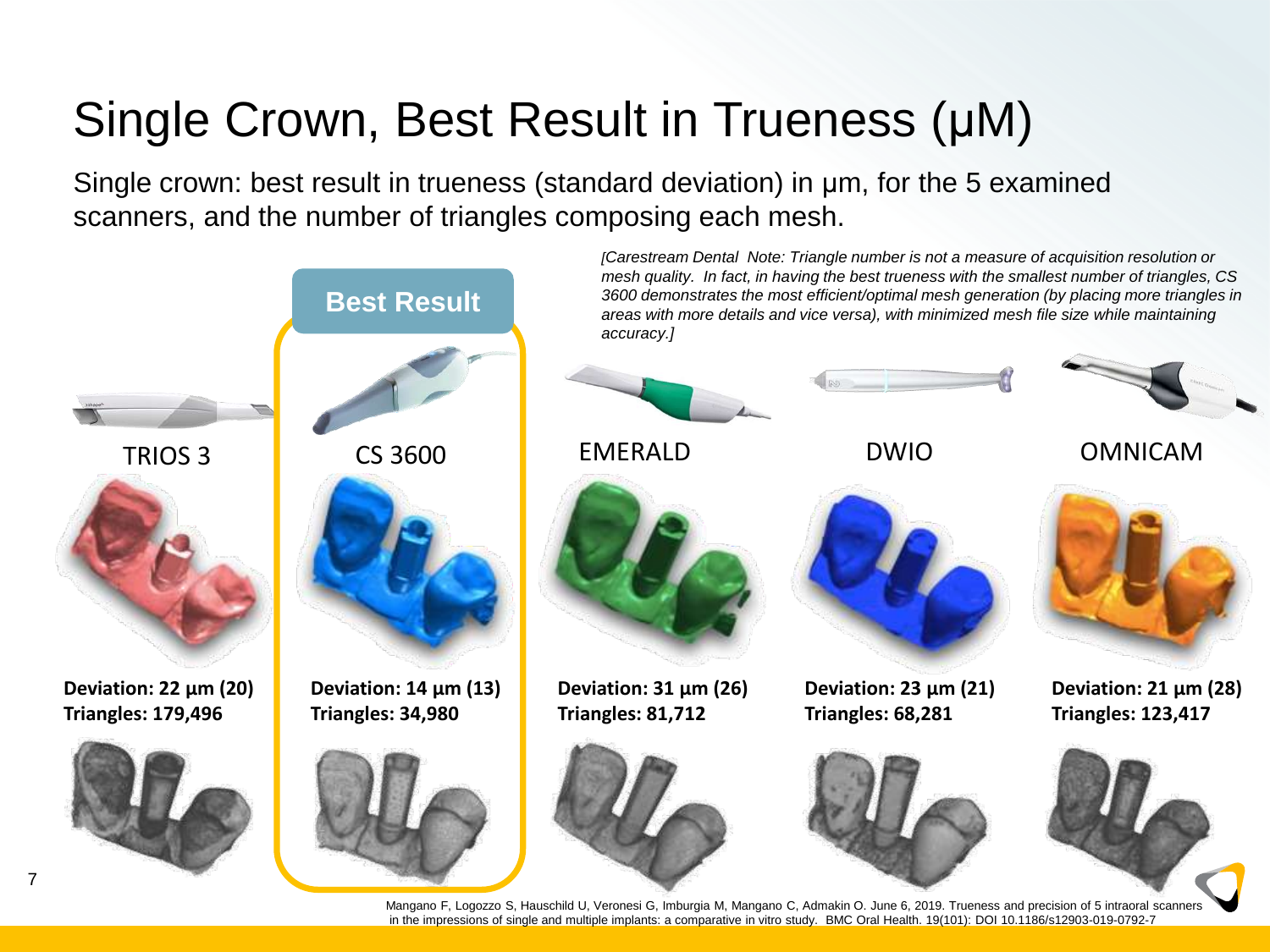# Single Crown, Best Result in Trueness (μM)

Single crown: best result in trueness (standard deviation) in μm, for the 5 examined scanners, and the number of triangles composing each mesh.

*[Carestream Dental Note: Triangle number is not a measure of acquisition resolution or mesh quality. In fact, in having the best trueness with the smallest number of triangles, CS 3600 demonstrates the most efficient/optimal mesh generation (by placing more triangles in areas with more details and vice versa), with minimized mesh file size while maintaining accuracy.]*

**Best Result**

TRIOS 3

**Deviation: 22 μm (20)**
**Triangles: 179,496**

CS 3600

**Deviation: 14 μm (13)**
**Triangles: 34,980**

EMERALD

**Deviation: 31 μm (26)**
**Triangles: 81,712**

DWIO

**Deviation: 23 μm (21)**
**Triangles: 68,281**

OMNICAM

**Deviation: 21 μm (28)**
**Triangles: 123,417**

Mangano F, Logozzo S, Hauschild U, Veronesi G, Imburgia M, Mangano C, Admakin O. June 6, 2019. Trueness and precision of 5 intraoral scanners in the impressions of single and multiple implants: a comparative in vitro study. BMC Oral Health. 19(101): DOI 10.1186/s12903-019-0792-7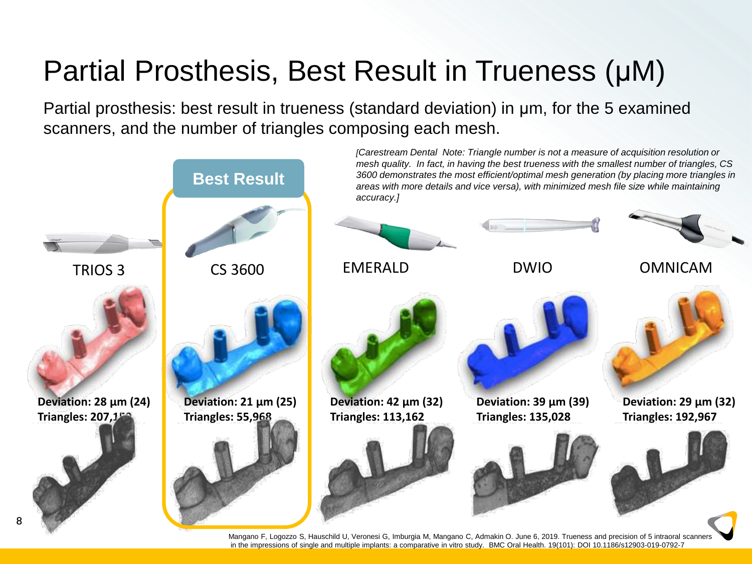# Partial Prosthesis, Best Result in Trueness (μM)

Partial prosthesis: best result in trueness (standard deviation) in μm, for the 5 examined scanners, and the number of triangles composing each mesh.

*[Carestream Dental Note: Triangle number is not a measure of acquisition resolution or mesh quality. In fact, in having the best trueness with the smallest number of triangles, CS 3600 demonstrates the most efficient/optimal mesh generation (by placing more triangles in areas with more details and vice versa), with minimized mesh file size while maintaining accuracy.]*

**Best Result**

| TRIOS 3 | CS 3600 | EMERALD | DWIO | OMNICAM |
|---|---|---|---|---|
| **Deviation: 28 μm (24)** | **Deviation: 21 μm (25)** | **Deviation: 42 μm (32)** | **Deviation: 39 μm (39)** | **Deviation: 29 μm (32)** |
| **Triangles: 207,1??** | **Triangles: 55,968** | **Triangles: 113,162** | **Triangles: 135,028** | **Triangles: 192,967** |

Mangano F, Logozzo S, Hauschild U, Veronesi G, Imburgia M, Mangano C, Admakin O. June 6, 2019. Trueness and precision of 5 intraoral scanners in the impressions of single and multiple implants: a comparative in vitro study. BMC Oral Health. 19(101): DOI 10.1186/s12903-019-0792-7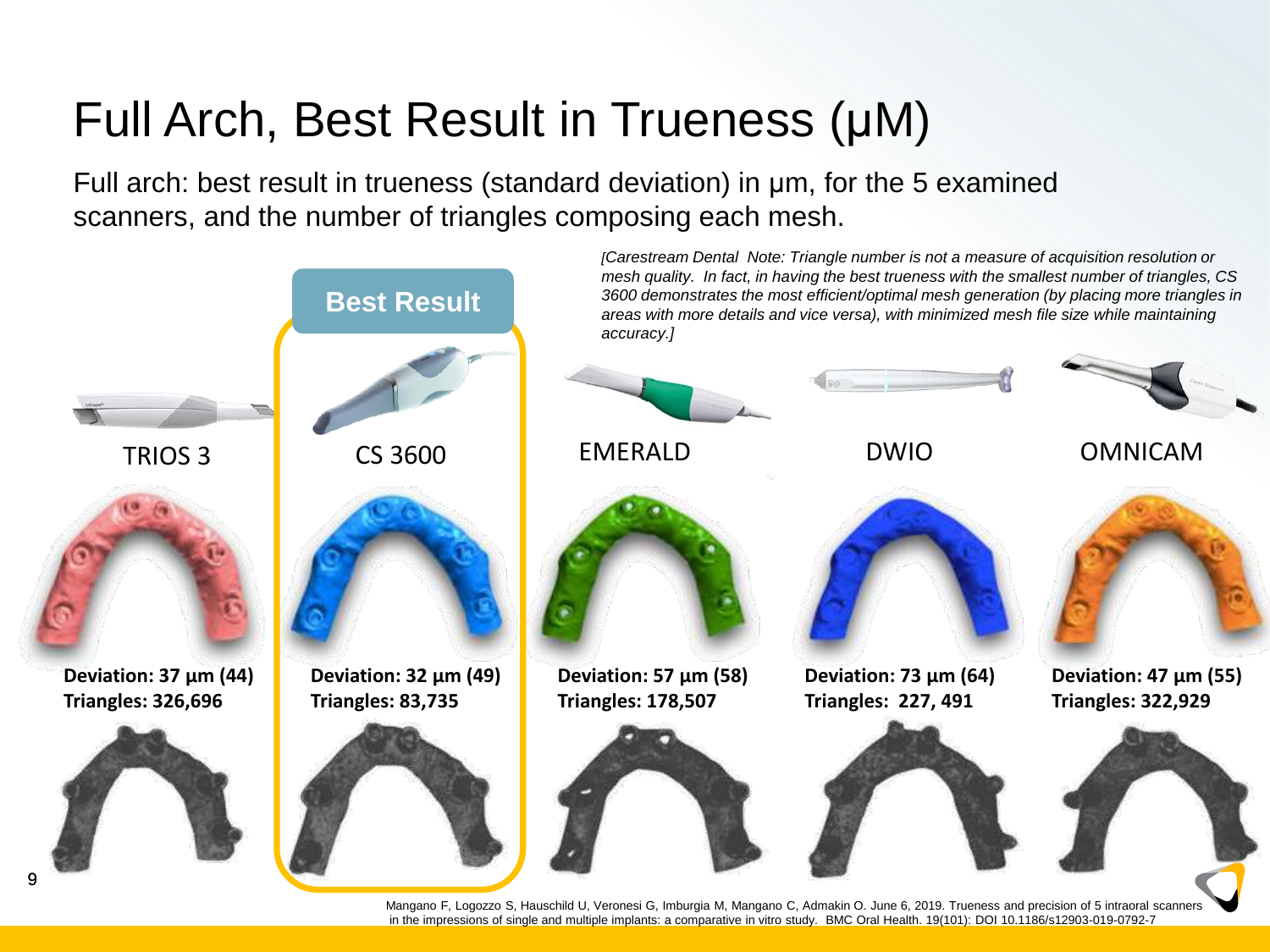# Full Arch, Best Result in Trueness (µM)

Full arch: best result in trueness (standard deviation) in µm, for the 5 examined scanners, and the number of triangles composing each mesh.

*[Carestream Dental Note: Triangle number is not a measure of acquisition resolution or mesh quality. In fact, in having the best trueness with the smallest number of triangles, CS 3600 demonstrates the most efficient/optimal mesh generation (by placing more triangles in areas with more details and vice versa), with minimized mesh file size while maintaining accuracy.]*

**Best Result**

TRIOS 3

**Deviation: 37 µm (44)**
**Triangles: 326,696**

CS 3600

**Deviation: 32 µm (49)**
**Triangles: 83,735**

EMERALD

**Deviation: 57 µm (58)**
**Triangles: 178,507**

DWIO

**Deviation: 73 µm (64)**
**Triangles: 227, 491**

OMNICAM

**Deviation: 47 µm (55)**
**Triangles: 322,929**

Mangano F, Logozzo S, Hauschild U, Veronesi G, Imburgia M, Mangano C, Admakin O. June 6, 2019. Trueness and precision of 5 intraoral scanners in the impressions of single and multiple implants: a comparative in vitro study. BMC Oral Health. 19(101): DOI 10.1186/s12903-019-0792-7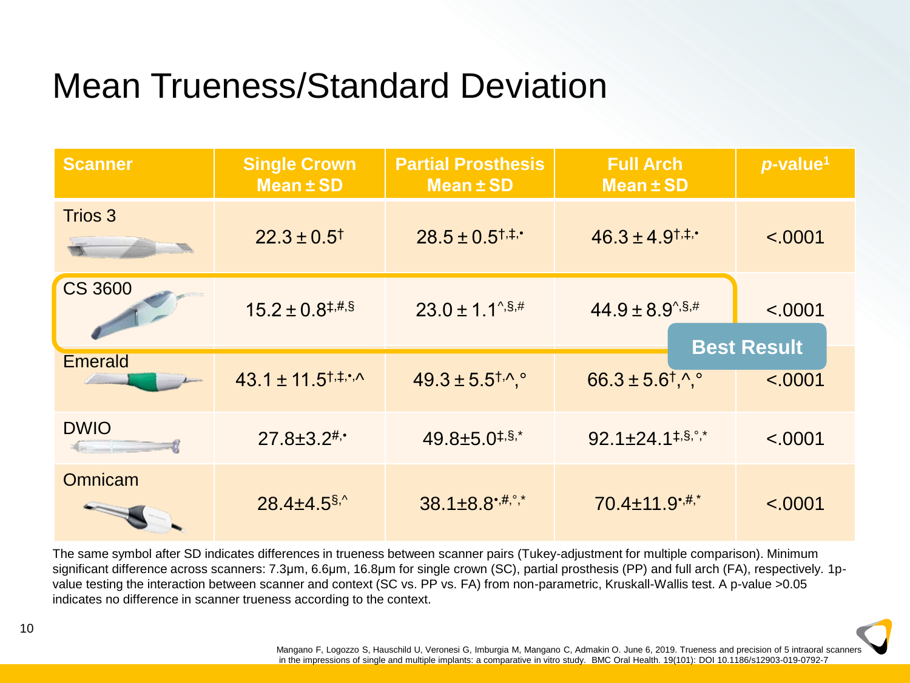# Mean Trueness/Standard Deviation

| Scanner | Single Crown Mean ± SD | Partial Prosthesis Mean ± SD | Full Arch Mean ± SD | *p*-value[1] |
|---|---|---|---|---|
| Trios 3 | 22.3 ± 0.5[†] | 28.5 ± 0.5[†,‡,•] | 46.3 ± 4.9[†,‡,•] | <.0001 |
| CS 3600 | 15.2 ± 0.8[‡,#,§] | 23.0 ± 1.1[^,§,#] | 44.9 ± 8.9[^,§,#] | <.0001 |
| Emerald | 43.1 ± 11.5[†,‡,•,^] | 49.3 ± 5.5[†,^,°] | 66.3 ± 5.6[†,^,°] | <.0001 |
| DWIO | 27.8±3.2[#,•] | 49.8±5.0[‡,§,*] | 92.1±24.1[‡,§,°,*] | <.0001 |
| Omnicam | 28.4±4.5[§,^] | 38.1±8.8[•,#,°,*] | 70.4±11.9[•,#,*] | <.0001 |

Best Result

The same symbol after SD indicates differences in trueness between scanner pairs (Tukey-adjustment for multiple comparison). Minimum significant difference across scanners: 7.3µm, 6.6µm, 16.8µm for single crown (SC), partial prosthesis (PP) and full arch (FA), respectively. 1p-value testing the interaction between scanner and context (SC vs. PP vs. FA) from non-parametric, Kruskall-Wallis test. A p-value >0.05 indicates no difference in scanner trueness according to the context.

Mangano F, Logozzo S, Hauschild U, Veronesi G, Imburgia M, Mangano C, Admakin O. June 6, 2019. Trueness and precision of 5 intraoral scanners in the impressions of single and multiple implants: a comparative in vitro study. BMC Oral Health. 19(101): DOI 10.1186/s12903-019-0792-7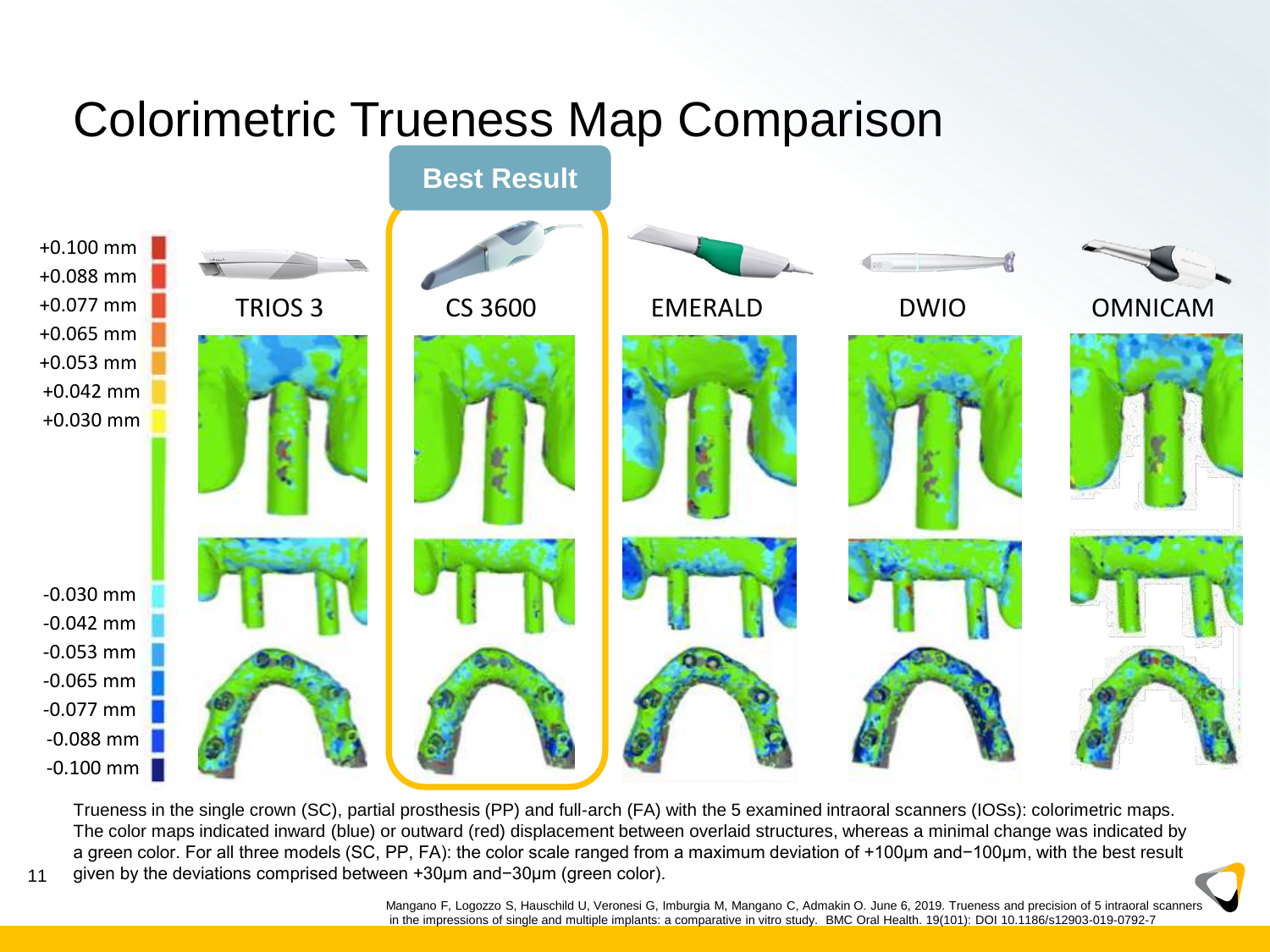# Colorimetric Trueness Map Comparison

Best Result

+0.100 mm
+0.088 mm
+0.077 mm
+0.065 mm
+0.053 mm
+0.042 mm
+0.030 mm
-0.030 mm
-0.042 mm
-0.053 mm
-0.065 mm
-0.077 mm
-0.088 mm
-0.100 mm

TRIOS 3
CS 3600
EMERALD
DWIO
OMNICAM

Trueness in the single crown (SC), partial prosthesis (PP) and full-arch (FA) with the 5 examined intraoral scanners (IOSs): colorimetric maps. The color maps indicated inward (blue) or outward (red) displacement between overlaid structures, whereas a minimal change was indicated by a green color. For all three models (SC, PP, FA): the color scale ranged from a maximum deviation of +100μm and−100μm, with the best result given by the deviations comprised between +30μm and−30μm (green color).

Mangano F, Logozzo S, Hauschild U, Veronesi G, Imburgia M, Mangano C, Admakin O. June 6, 2019. Trueness and precision of 5 intraoral scanners in the impressions of single and multiple implants: a comparative in vitro study. BMC Oral Health. 19(101): DOI 10.1186/s12903-019-0792-7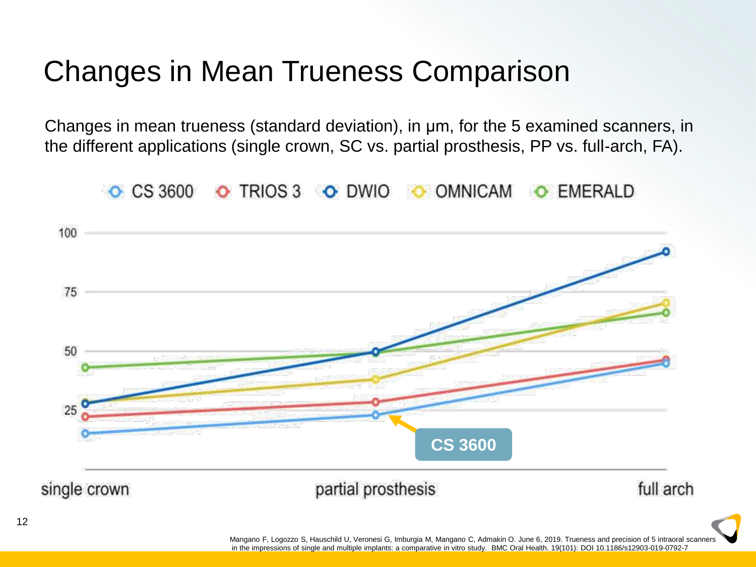# Changes in Mean Trueness Comparison

Changes in mean trueness (standard deviation), in μm, for the 5 examined scanners, in the different applications (single crown, SC vs. partial prosthesis, PP vs. full-arch, FA).

CS 3600 TRIOS 3 DWIO OMNICAM EMERALD

100

75

50

25

single crown

partial prosthesis

full arch

CS 3600

Mangano F, Logozzo S, Hauschild U, Veronesi G, Imburgia M, Mangano C, Admakin O. June 6, 2019. Trueness and precision of 5 intraoral scanners in the impressions of single and multiple implants: a comparative in vitro study. BMC Oral Health. 19(101): DOI 10.1186/s12903-019-0792-7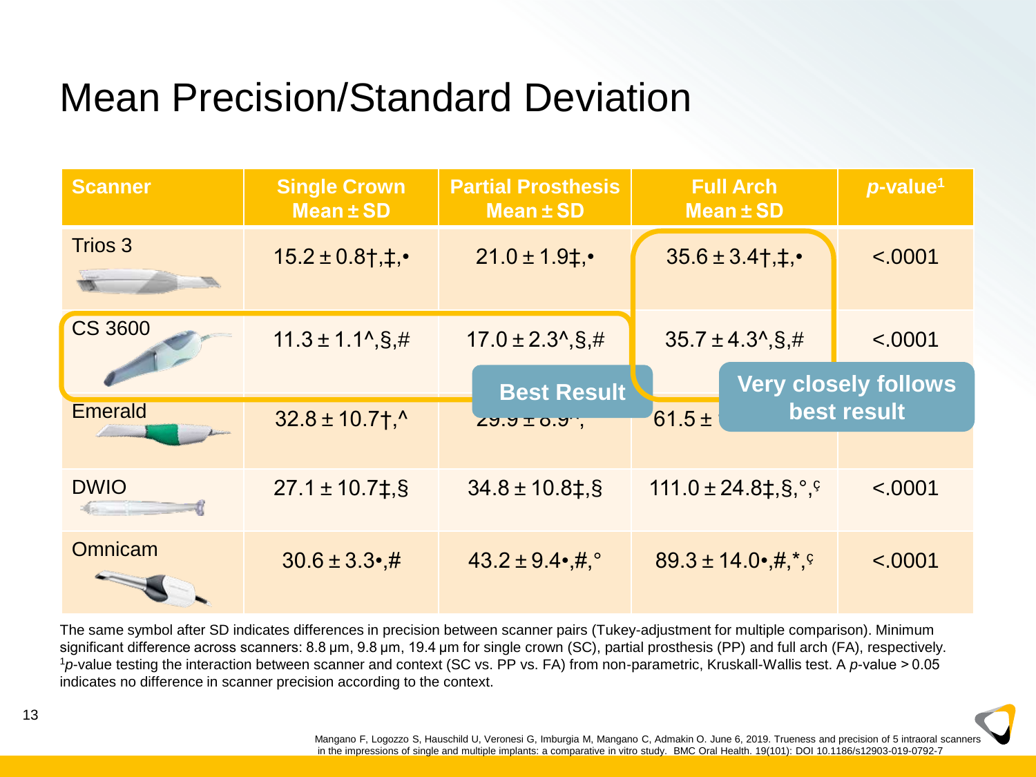# Mean Precision/Standard Deviation

| Scanner | Single Crown Mean ± SD | Partial Prosthesis Mean ± SD | Full Arch Mean ± SD | *p*-value[1] |
|---|---|---|---|---|
| Trios 3 | 15.2 ± 0.8†,‡,• | 21.0 ± 1.9‡,• | 35.6 ± 3.4†,‡,• | <.0001 |
| CS 3600 | 11.3 ± 1.1^,§,# | 17.0 ± 2.3^,§,# | 35.7 ± 4.3^,§,# | <.0001 |
| Emerald | 32.8 ± 10.7†,^ | 29.9 ± 8.9^, | 61.5 ± | |
| DWIO | 27.1 ± 10.7‡,§ | 34.8 ± 10.8‡,§ | 111.0 ± 24.8‡,§,°,ç | <.0001 |
| Omnicam | 30.6 ± 3.3•,# | 43.2 ± 9.4•,#,° | 89.3 ± 14.0•,#,*,ç | <.0001 |

Best Result

Very closely follows best result

The same symbol after SD indicates differences in precision between scanner pairs (Tukey-adjustment for multiple comparison). Minimum significant difference across scanners: 8.8 µm, 9.8 µm, 19.4 µm for single crown (SC), partial prosthesis (PP) and full arch (FA), respectively.
[1]*p*-value testing the interaction between scanner and context (SC vs. PP vs. FA) from non-parametric, Kruskall-Wallis test. A *p*-value > 0.05 indicates no difference in scanner precision according to the context.

Mangano F, Logozzo S, Hauschild U, Veronesi G, Imburgia M, Mangano C, Admakin O. June 6, 2019. Trueness and precision of 5 intraoral scanners in the impressions of single and multiple implants: a comparative in vitro study. BMC Oral Health. 19(101): DOI 10.1186/s12903-019-0792-7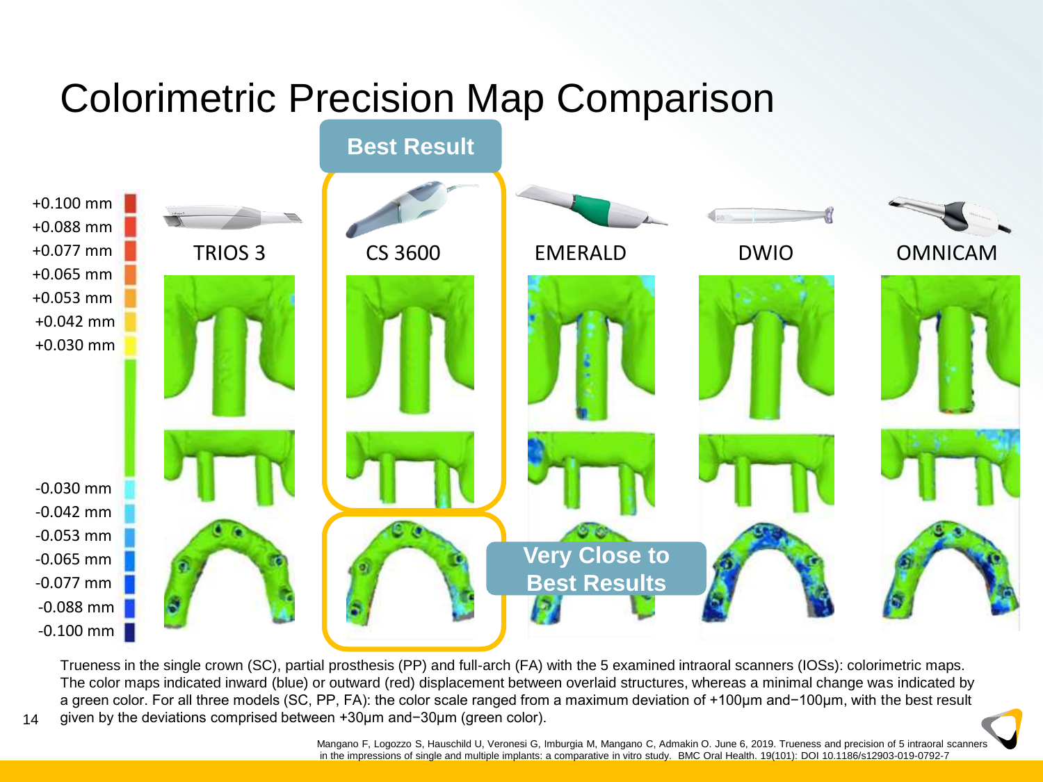# Colorimetric Precision Map Comparison

Best Result

+0.100 mm
+0.088 mm
+0.077 mm
+0.065 mm
+0.053 mm
+0.042 mm
+0.030 mm
-0.030 mm
-0.042 mm
-0.053 mm
-0.065 mm
-0.077 mm
-0.088 mm
-0.100 mm

TRIOS 3
CS 3600
EMERALD
DWIO
OMNICAM

Very Close to Best Results

Trueness in the single crown (SC), partial prosthesis (PP) and full-arch (FA) with the 5 examined intraoral scanners (IOSs): colorimetric maps. The color maps indicated inward (blue) or outward (red) displacement between overlaid structures, whereas a minimal change was indicated by a green color. For all three models (SC, PP, FA): the color scale ranged from a maximum deviation of +100μm and−100μm, with the best result given by the deviations comprised between +30μm and−30μm (green color).

Mangano F, Logozzo S, Hauschild U, Veronesi G, Imburgia M, Mangano C, Admakin O. June 6, 2019. Trueness and precision of 5 intraoral scanners in the impressions of single and multiple implants: a comparative in vitro study. BMC Oral Health. 19(101): DOI 10.1186/s12903-019-0792-7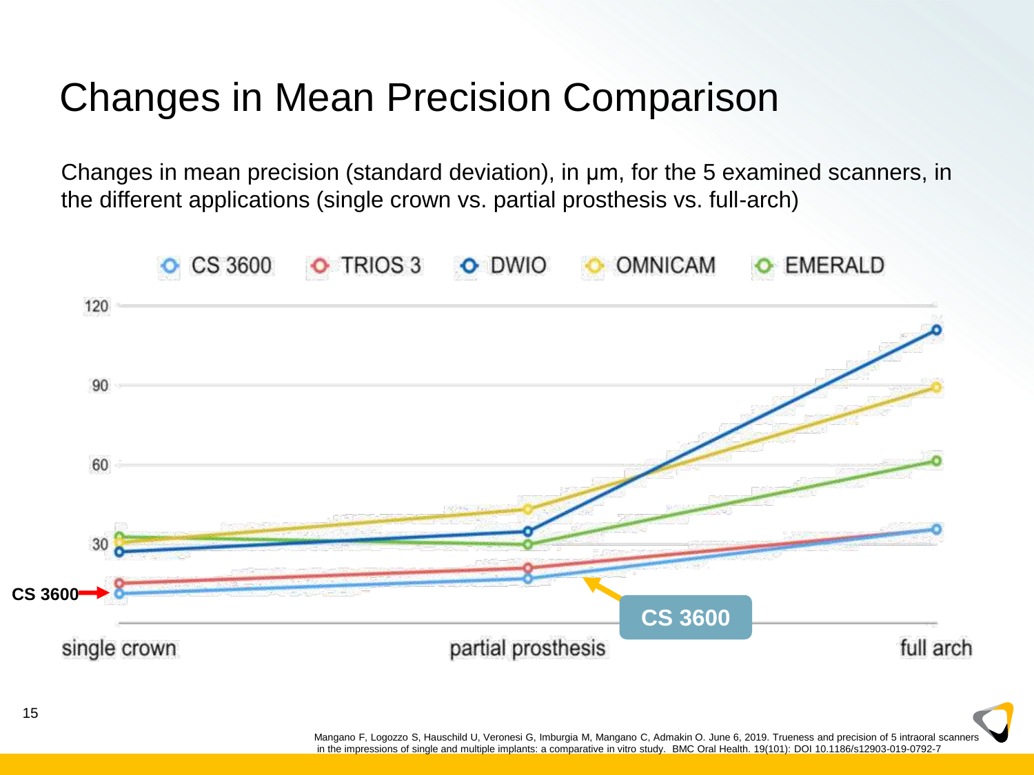# Changes in Mean Precision Comparison

Changes in mean precision (standard deviation), in μm, for the 5 examined scanners, in the different applications (single crown vs. partial prosthesis vs. full-arch)

CS 3600 TRIOS 3 DWIO OMNICAM EMERALD

120

90

60

30

CS 3600

CS 3600

single crown

partial prosthesis

full arch

Mangano F, Logozzo S, Hauschild U, Veronesi G, Imburgia M, Mangano C, Admakin O. June 6, 2019. Trueness and precision of 5 intraoral scanners in the impressions of single and multiple implants: a comparative in vitro study. BMC Oral Health. 19(101): DOI 10.1186/s12903-019-0792-7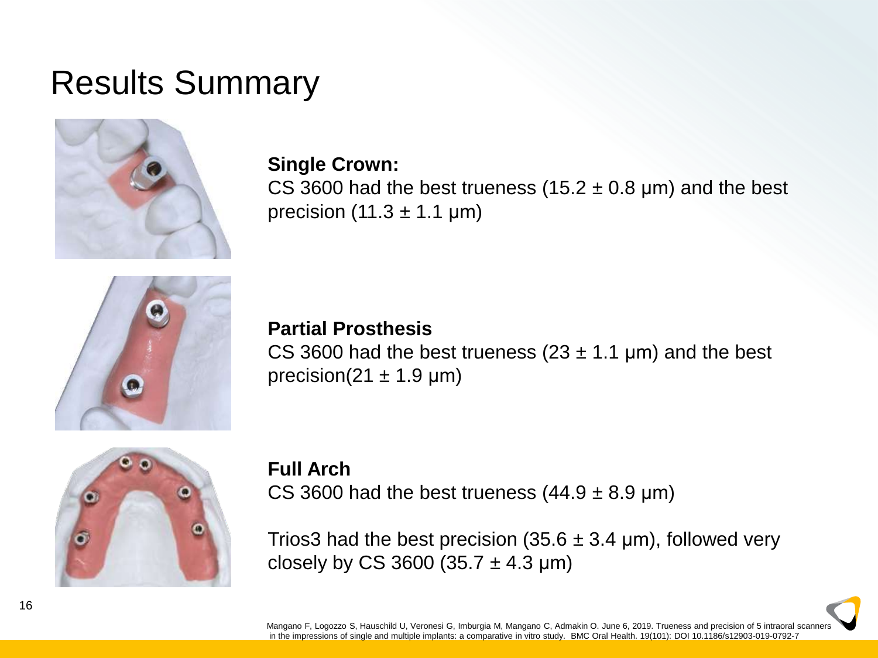# Results Summary

**Single Crown:**
CS 3600 had the best trueness (15.2 ± 0.8 μm) and the best precision (11.3 ± 1.1 μm)

**Partial Prosthesis**
CS 3600 had the best trueness (23 ± 1.1 μm) and the best precision(21 ± 1.9 μm)

**Full Arch**
CS 3600 had the best trueness (44.9 ± 8.9 μm)

Trios3 had the best precision (35.6 ± 3.4 μm), followed very closely by CS 3600 (35.7 ± 4.3 μm)

Mangano F, Logozzo S, Hauschild U, Veronesi G, Imburgia M, Mangano C, Admakin O. June 6, 2019. Trueness and precision of 5 intraoral scanners in the impressions of single and multiple implants: a comparative in vitro study. BMC Oral Health. 19(101): DOI 10.1186/s12903-019-0792-7